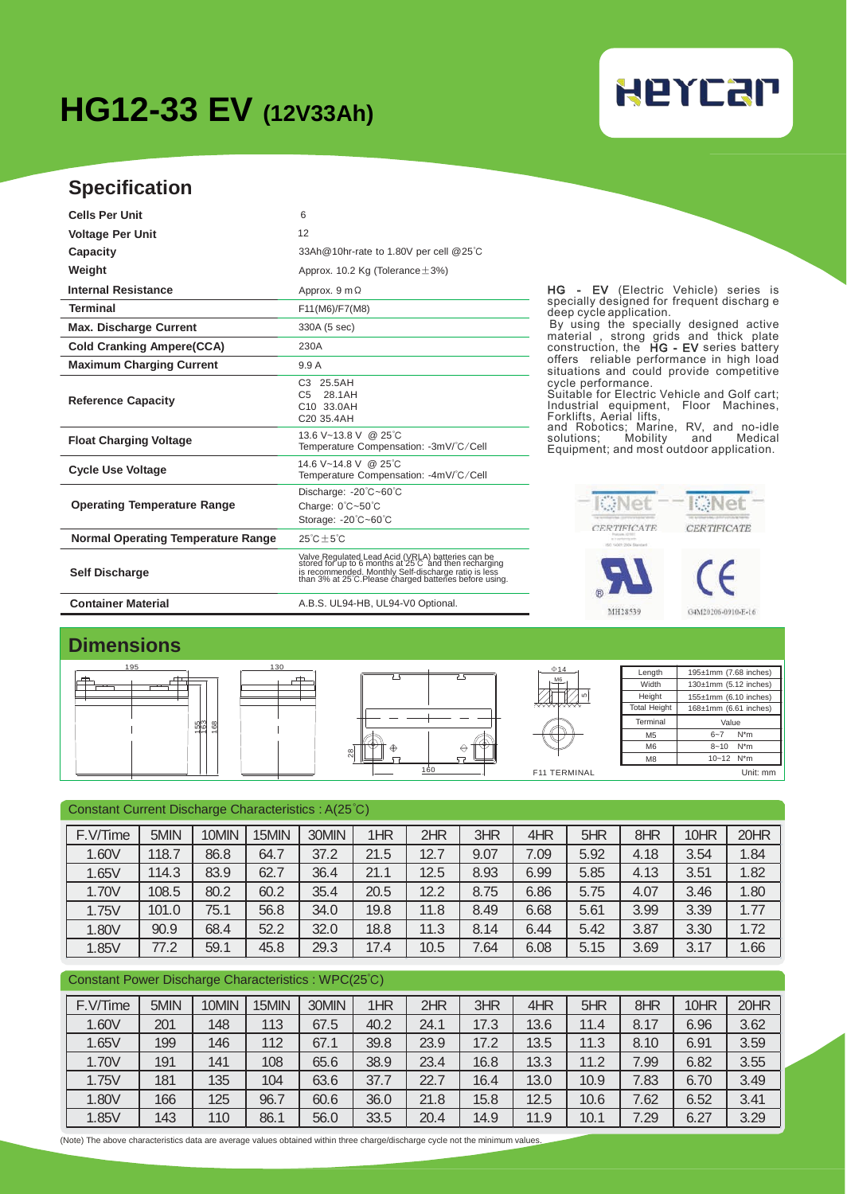# HG12-33 EV (12V33Ah)

HEYCAR

## Specification

| | |
|---|---|
| **Cells Per Unit** | 6 |
| **Voltage Per Unit** | 12 |
| **Capacity** | 33Ah@10hr-rate to 1.80V per cell @25℃ |
| **Weight** | Approx. 10.2 Kg (Tolerance±3%) |
| **Internal Resistance** | Approx. 9 mΩ |
| **Terminal** | F11(M6)/F7(M8) |
| **Max. Discharge Current** | 330A (5 sec) |
| **Cold Cranking Ampere(CCA)** | 230A |
| **Maximum Charging Current** | 9.9 A |
| **Reference Capacity** | C3 25.5AH<br>C5 28.1AH<br>C10 33.0AH<br>C20 35.4AH |
| **Float Charging Voltage** | 13.6 V~13.8 V @ 25℃<br>Temperature Compensation: -3mV/℃/Cell |
| **Cycle Use Voltage** | 14.6 V~14.8 V @ 25℃<br>Temperature Compensation: -4mV/℃/Cell |
| **Operating Temperature Range** | Discharge: -20℃~60℃<br>Charge: 0℃~50℃<br>Storage: -20℃~60℃ |
| **Normal Operating Temperature Range** | 25℃±5℃ |
| **Self Discharge** | Valve Regulated Lead Acid (VRLA) batteries can be stored for up to 6 months at 25℃ and then recharging is recommended. Monthly Self-discharge ratio is less than 3% at 25℃.Please charged batteries before using. |
| **Container Material** | A.B.S. UL94-HB, UL94-V0 Optional. |

**HG - EV** (Electric Vehicle) series is specially designed for frequent discharge deep cycle application.
By using the specially designed active material, strong grids and thick plate construction, the **HG - EV** series battery offers reliable performance in high load situations and could provide competitive cycle performance.
Suitable for Electric Vehicle and Golf cart; Industrial equipment, Floor Machines, Forklifts, Aerial lifts, and Robotics; Marine, RV, and no-idle solutions; Mobility and Medical Equipment; and most outdoor application.

IQNet CERTIFICATE IQNet CERTIFICATE

MH28539 G4M20206-0910-E-16

## Dimensions

195 130 155 163 168 28 160 Φ14 M6 5 F11 TERMINAL

| Length | 195±1mm (7.68 inches) |
|---|---|
| Width | 130±1mm (5.12 inches) |
| Height | 155±1mm (6.10 inches) |
| Total Height | 168±1mm (6.61 inches) |

| Terminal | Value |
|---|---|
| M5 | 6~7 N*m |
| M6 | 8~10 N*m |
| M8 | 10~12 N*m |

Unit: mm

Constant Current Discharge Characteristics : A(25℃)

| F.V/Time | 5MIN | 10MIN | 15MIN | 30MIN | 1HR | 2HR | 3HR | 4HR | 5HR | 8HR | 10HR | 20HR |
|---|---|---|---|---|---|---|---|---|---|---|---|---|
| 1.60V | 118.7 | 86.8 | 64.7 | 37.2 | 21.5 | 12.7 | 9.07 | 7.09 | 5.92 | 4.18 | 3.54 | 1.84 |
| 1.65V | 114.3 | 83.9 | 62.7 | 36.4 | 21.1 | 12.5 | 8.93 | 6.99 | 5.85 | 4.13 | 3.51 | 1.82 |
| 1.70V | 108.5 | 80.2 | 60.2 | 35.4 | 20.5 | 12.2 | 8.75 | 6.86 | 5.75 | 4.07 | 3.46 | 1.80 |
| 1.75V | 101.0 | 75.1 | 56.8 | 34.0 | 19.8 | 11.8 | 8.49 | 6.68 | 5.61 | 3.99 | 3.39 | 1.77 |
| 1.80V | 90.9 | 68.4 | 52.2 | 32.0 | 18.8 | 11.3 | 8.14 | 6.44 | 5.42 | 3.87 | 3.30 | 1.72 |
| 1.85V | 77.2 | 59.1 | 45.8 | 29.3 | 17.4 | 10.5 | 7.64 | 6.08 | 5.15 | 3.69 | 3.17 | 1.66 |

Constant Power Discharge Characteristics : WPC(25℃)

| F.V/Time | 5MIN | 10MIN | 15MIN | 30MIN | 1HR | 2HR | 3HR | 4HR | 5HR | 8HR | 10HR | 20HR |
|---|---|---|---|---|---|---|---|---|---|---|---|---|
| 1.60V | 201 | 148 | 113 | 67.5 | 40.2 | 24.1 | 17.3 | 13.6 | 11.4 | 8.17 | 6.96 | 3.62 |
| 1.65V | 199 | 146 | 112 | 67.1 | 39.8 | 23.9 | 17.2 | 13.5 | 11.3 | 8.10 | 6.91 | 3.59 |
| 1.70V | 191 | 141 | 108 | 65.6 | 38.9 | 23.4 | 16.8 | 13.3 | 11.2 | 7.99 | 6.82 | 3.55 |
| 1.75V | 181 | 135 | 104 | 63.6 | 37.7 | 22.7 | 16.4 | 13.0 | 10.9 | 7.83 | 6.70 | 3.49 |
| 1.80V | 166 | 125 | 96.7 | 60.6 | 36.0 | 21.8 | 15.8 | 12.5 | 10.6 | 7.62 | 6.52 | 3.41 |
| 1.85V | 143 | 110 | 86.1 | 56.0 | 33.5 | 20.4 | 14.9 | 11.9 | 10.1 | 7.29 | 6.27 | 3.29 |

(Note) The above characteristics data are average values obtained within three charge/discharge cycle not the minimum values.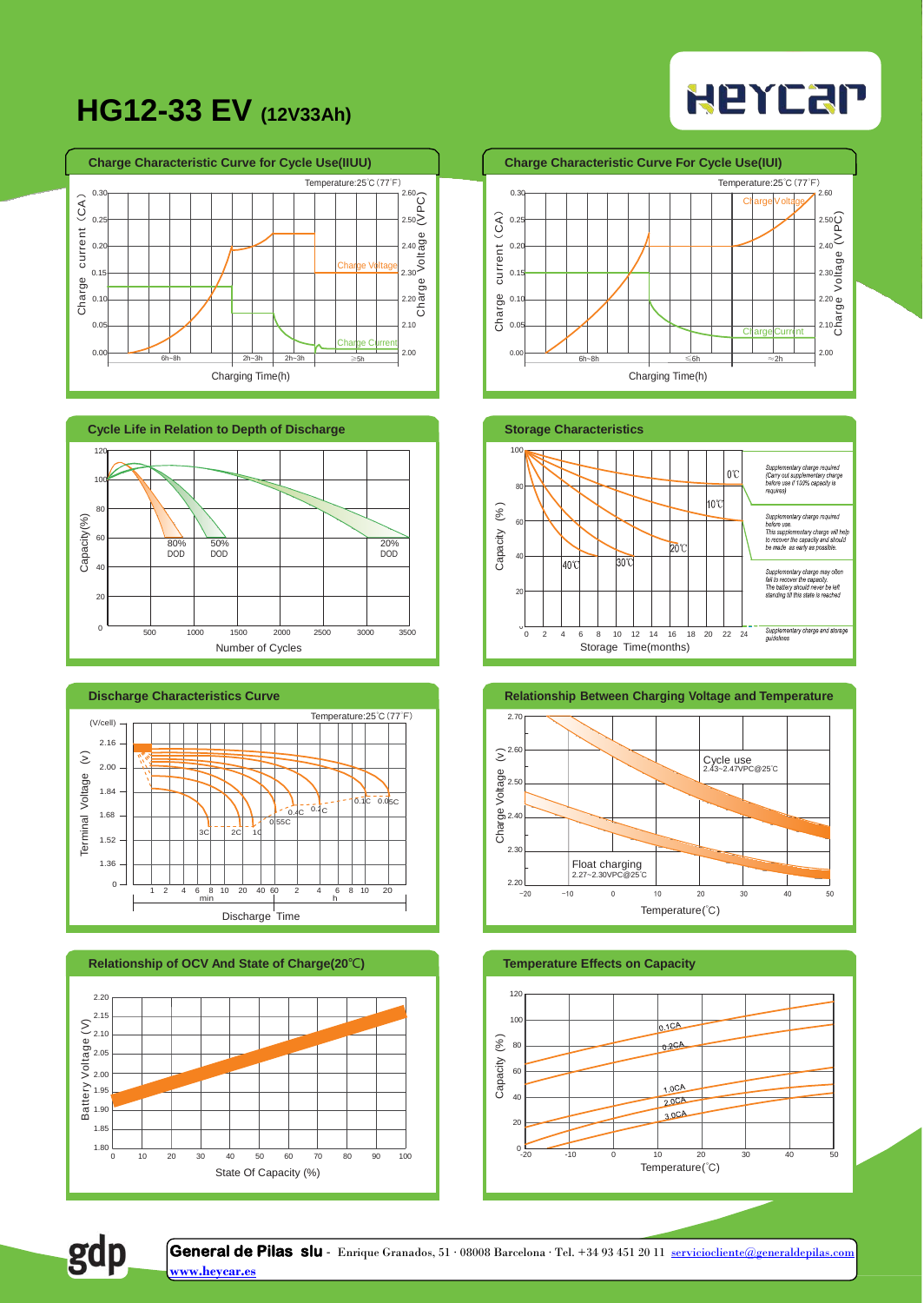# HG12-33 EV (12V33Ah)

HEYCAR

## Charge Characteristic Curve for Cycle Use(IIUU)

Temperature:25°C (77°F)

Charge current (CA)

0.30
0.25
0.20
0.15
0.10
0.05
0.00

Charge Voltage (VPC)

2.60
2.50
2.40
2.30
2.20
2.10
2.00

Charge Voltage

Charge Current

6h~8h
2h~3h
2h~3h
≥5h

Charging Time(h)

## Charge Characteristic Curve For Cycle Use(IUI)

Temperature:25°C (77°F)

Charge current (CA)

0.30
0.25
0.20
0.15
0.10
0.05
0.00

Charge Voltage (VPC)

2.60
2.50
2.40
2.30
2.20
2.10
2.00

Charge Voltage

Charge Current

6h~8h
≤6h
≈2h

Charging Time(h)

## Cycle Life in Relation to Depth of Discharge

Capacity(%)

120
100
80
60
40
20
0

80% DOD
50% DOD
20% DOD

500
1000
1500
2000
2500
3000
3500

Number of Cycles

## Storage Characteristics

Capacity (%)

100
80
60
40
20
0

0°C
10°C
20°C
30°C
40°C

Supplementary charge required (Carry out supplementary charge before use if 100% capacity is required)

Supplementary charge required before use. This supplementary charge will help to recover the capacity and should be made as early as possible.

Supplementary charge may often fail to recover the capacity. The battery should never be left standing till this state is reached

Supplementary charge and storage guidelines

0
2
4
6
8
10
12
14
16
18
20
22
24

Storage Time(months)

## Discharge Characteristics Curve

Temperature:25°C (77°F)

(V/cell)

Terminal Voltage (v)

2.16
2.00
1.84
1.68
1.52
1.36
0

3C
2C
1C
0.55C
0.4C
0.4C
0.1C
0.05C

1
2
4
6
8
10
20
40
60
2
4
6
8
10
20

min
h

Discharge Time

## Relationship Between Charging Voltage and Temperature

Charge Voltage (v)

2.70
2.60
2.50
2.40
2.30
2.20

Cycle use
2.43~2.47VPC@25°C

Float charging
2.27~2.30VPC@25°C

−20
−10
0
10
20
30
40
50

Temperature(°C)

## Relationship of OCV And State of Charge(20℃)

Battery Voltage (V)

2.20
2.15
2.10
2.05
2.00
1.95
1.90
1.85
1.80

0
10
20
30
40
50
60
70
80
90
100

State Of Capacity (%)

## Temperature Effects on Capacity

Capacity (%)

120
100
80
60
40
20
0

0.1CA
0.2CA
1.0CA
2.0CA
3.0CA

-20
-10
0
10
20
30
40
50

Temperature(°C)

gdp

**General de Pilas slu** - Enrique Granados, 51 · 08008 Barcelona · Tel. +34 93 451 20 11 serviciocliente@generaldepilas.com
www.heycar.es